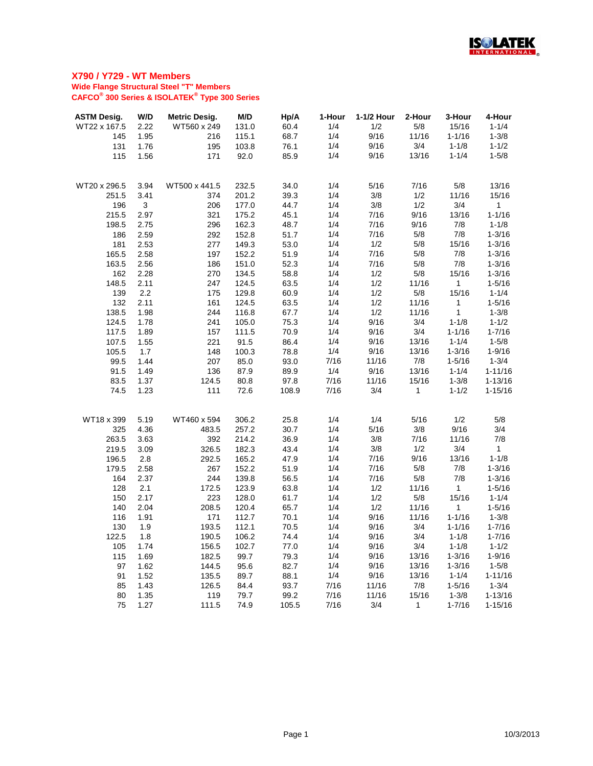# X790 / Y729 - WT Members

**Wide Flange Structural Steel "T" Members**

**CAFCO® 300 Series & ISOLATEK® Type 300 Series**

| ASTM Desig. | W/D | Metric Desig. | M/D | Hp/A | 1-Hour | 1-1/2 Hour | 2-Hour | 3-Hour | 4-Hour |
|---|---|---|---|---|---|---|---|---|---|
| WT22 x 167.5 | 2.22 | WT560 x 249 | 131.0 | 60.4 | 1/4 | 1/2 | 5/8 | 15/16 | 1-1/4 |
| 145 | 1.95 | 216 | 115.1 | 68.7 | 1/4 | 9/16 | 11/16 | 1-1/16 | 1-3/8 |
| 131 | 1.76 | 195 | 103.8 | 76.1 | 1/4 | 9/16 | 3/4 | 1-1/8 | 1-1/2 |
| 115 | 1.56 | 171 | 92.0 | 85.9 | 1/4 | 9/16 | 13/16 | 1-1/4 | 1-5/8 |
| | | | | | | | | | |
| WT20 x 296.5 | 3.94 | WT500 x 441.5 | 232.5 | 34.0 | 1/4 | 5/16 | 7/16 | 5/8 | 13/16 |
| 251.5 | 3.41 | 374 | 201.2 | 39.3 | 1/4 | 3/8 | 1/2 | 11/16 | 15/16 |
| 196 | 3 | 206 | 177.0 | 44.7 | 1/4 | 3/8 | 1/2 | 3/4 | 1 |
| 215.5 | 2.97 | 321 | 175.2 | 45.1 | 1/4 | 7/16 | 9/16 | 13/16 | 1-1/16 |
| 198.5 | 2.75 | 296 | 162.3 | 48.7 | 1/4 | 7/16 | 9/16 | 7/8 | 1-1/8 |
| 186 | 2.59 | 292 | 152.8 | 51.7 | 1/4 | 7/16 | 5/8 | 7/8 | 1-3/16 |
| 181 | 2.53 | 277 | 149.3 | 53.0 | 1/4 | 1/2 | 5/8 | 15/16 | 1-3/16 |
| 165.5 | 2.58 | 197 | 152.2 | 51.9 | 1/4 | 7/16 | 5/8 | 7/8 | 1-3/16 |
| 163.5 | 2.56 | 186 | 151.0 | 52.3 | 1/4 | 7/16 | 5/8 | 7/8 | 1-3/16 |
| 162 | 2.28 | 270 | 134.5 | 58.8 | 1/4 | 1/2 | 5/8 | 15/16 | 1-3/16 |
| 148.5 | 2.11 | 247 | 124.5 | 63.5 | 1/4 | 1/2 | 11/16 | 1 | 1-5/16 |
| 139 | 2.2 | 175 | 129.8 | 60.9 | 1/4 | 1/2 | 5/8 | 15/16 | 1-1/4 |
| 132 | 2.11 | 161 | 124.5 | 63.5 | 1/4 | 1/2 | 11/16 | 1 | 1-5/16 |
| 138.5 | 1.98 | 244 | 116.8 | 67.7 | 1/4 | 1/2 | 11/16 | 1 | 1-3/8 |
| 124.5 | 1.78 | 241 | 105.0 | 75.3 | 1/4 | 9/16 | 3/4 | 1-1/8 | 1-1/2 |
| 117.5 | 1.89 | 157 | 111.5 | 70.9 | 1/4 | 9/16 | 3/4 | 1-1/16 | 1-7/16 |
| 107.5 | 1.55 | 221 | 91.5 | 86.4 | 1/4 | 9/16 | 13/16 | 1-1/4 | 1-5/8 |
| 105.5 | 1.7 | 148 | 100.3 | 78.8 | 1/4 | 9/16 | 13/16 | 1-3/16 | 1-9/16 |
| 99.5 | 1.44 | 207 | 85.0 | 93.0 | 7/16 | 11/16 | 7/8 | 1-5/16 | 1-3/4 |
| 91.5 | 1.49 | 136 | 87.9 | 89.9 | 1/4 | 9/16 | 13/16 | 1-1/4 | 1-11/16 |
| 83.5 | 1.37 | 124.5 | 80.8 | 97.8 | 7/16 | 11/16 | 15/16 | 1-3/8 | 1-13/16 |
| 74.5 | 1.23 | 111 | 72.6 | 108.9 | 7/16 | 3/4 | 1 | 1-1/2 | 1-15/16 |
| | | | | | | | | | |
| WT18 x 399 | 5.19 | WT460 x 594 | 306.2 | 25.8 | 1/4 | 1/4 | 5/16 | 1/2 | 5/8 |
| 325 | 4.36 | 483.5 | 257.2 | 30.7 | 1/4 | 5/16 | 3/8 | 9/16 | 3/4 |
| 263.5 | 3.63 | 392 | 214.2 | 36.9 | 1/4 | 3/8 | 7/16 | 11/16 | 7/8 |
| 219.5 | 3.09 | 326.5 | 182.3 | 43.4 | 1/4 | 3/8 | 1/2 | 3/4 | 1 |
| 196.5 | 2.8 | 292.5 | 165.2 | 47.9 | 1/4 | 7/16 | 9/16 | 13/16 | 1-1/8 |
| 179.5 | 2.58 | 267 | 152.2 | 51.9 | 1/4 | 7/16 | 5/8 | 7/8 | 1-3/16 |
| 164 | 2.37 | 244 | 139.8 | 56.5 | 1/4 | 7/16 | 5/8 | 7/8 | 1-3/16 |
| 128 | 2.1 | 172.5 | 123.9 | 63.8 | 1/4 | 1/2 | 11/16 | 1 | 1-5/16 |
| 150 | 2.17 | 223 | 128.0 | 61.7 | 1/4 | 1/2 | 5/8 | 15/16 | 1-1/4 |
| 140 | 2.04 | 208.5 | 120.4 | 65.7 | 1/4 | 1/2 | 11/16 | 1 | 1-5/16 |
| 116 | 1.91 | 171 | 112.7 | 70.1 | 1/4 | 9/16 | 11/16 | 1-1/16 | 1-3/8 |
| 130 | 1.9 | 193.5 | 112.1 | 70.5 | 1/4 | 9/16 | 3/4 | 1-1/16 | 1-7/16 |
| 122.5 | 1.8 | 190.5 | 106.2 | 74.4 | 1/4 | 9/16 | 3/4 | 1-1/8 | 1-7/16 |
| 105 | 1.74 | 156.5 | 102.7 | 77.0 | 1/4 | 9/16 | 3/4 | 1-1/8 | 1-1/2 |
| 115 | 1.69 | 182.5 | 99.7 | 79.3 | 1/4 | 9/16 | 13/16 | 1-3/16 | 1-9/16 |
| 97 | 1.62 | 144.5 | 95.6 | 82.7 | 1/4 | 9/16 | 13/16 | 1-3/16 | 1-5/8 |
| 91 | 1.52 | 135.5 | 89.7 | 88.1 | 1/4 | 9/16 | 13/16 | 1-1/4 | 1-11/16 |
| 85 | 1.43 | 126.5 | 84.4 | 93.7 | 7/16 | 11/16 | 7/8 | 1-5/16 | 1-3/4 |
| 80 | 1.35 | 119 | 79.7 | 99.2 | 7/16 | 11/16 | 15/16 | 1-3/8 | 1-13/16 |
| 75 | 1.27 | 111.5 | 74.9 | 105.5 | 7/16 | 3/4 | 1 | 1-7/16 | 1-15/16 |

10/3/2013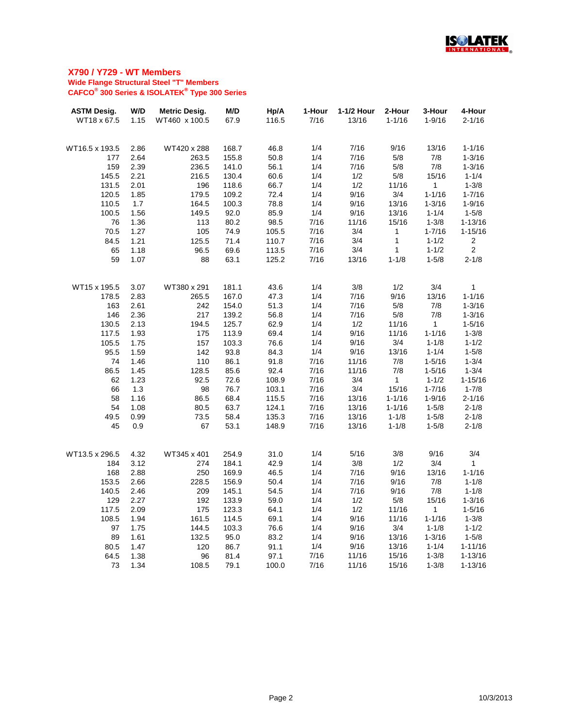## X790 / Y729 - WT Members

**Wide Flange Structural Steel "T" Members**

**CAFCO® 300 Series & ISOLATEK® Type 300 Series**

| ASTM Desig. | W/D | Metric Desig. | M/D | Hp/A | 1-Hour | 1-1/2 Hour | 2-Hour | 3-Hour | 4-Hour |
|---|---|---|---|---|---|---|---|---|---|
| WT18 x 67.5 | 1.15 | WT460 x 100.5 | 67.9 | 116.5 | 7/16 | 13/16 | 1-1/16 | 1-9/16 | 2-1/16 |
| | | | | | | | | | |
| WT16.5 x 193.5 | 2.86 | WT420 x 288 | 168.7 | 46.8 | 1/4 | 7/16 | 9/16 | 13/16 | 1-1/16 |
| 177 | 2.64 | 263.5 | 155.8 | 50.8 | 1/4 | 7/16 | 5/8 | 7/8 | 1-3/16 |
| 159 | 2.39 | 236.5 | 141.0 | 56.1 | 1/4 | 7/16 | 5/8 | 7/8 | 1-3/16 |
| 145.5 | 2.21 | 216.5 | 130.4 | 60.6 | 1/4 | 1/2 | 5/8 | 15/16 | 1-1/4 |
| 131.5 | 2.01 | 196 | 118.6 | 66.7 | 1/4 | 1/2 | 11/16 | 1 | 1-3/8 |
| 120.5 | 1.85 | 179.5 | 109.2 | 72.4 | 1/4 | 9/16 | 3/4 | 1-1/16 | 1-7/16 |
| 110.5 | 1.7 | 164.5 | 100.3 | 78.8 | 1/4 | 9/16 | 13/16 | 1-3/16 | 1-9/16 |
| 100.5 | 1.56 | 149.5 | 92.0 | 85.9 | 1/4 | 9/16 | 13/16 | 1-1/4 | 1-5/8 |
| 76 | 1.36 | 113 | 80.2 | 98.5 | 7/16 | 11/16 | 15/16 | 1-3/8 | 1-13/16 |
| 70.5 | 1.27 | 105 | 74.9 | 105.5 | 7/16 | 3/4 | 1 | 1-7/16 | 1-15/16 |
| 84.5 | 1.21 | 125.5 | 71.4 | 110.7 | 7/16 | 3/4 | 1 | 1-1/2 | 2 |
| 65 | 1.18 | 96.5 | 69.6 | 113.5 | 7/16 | 3/4 | 1 | 1-1/2 | 2 |
| 59 | 1.07 | 88 | 63.1 | 125.2 | 7/16 | 13/16 | 1-1/8 | 1-5/8 | 2-1/8 |
| | | | | | | | | | |
| WT15 x 195.5 | 3.07 | WT380 x 291 | 181.1 | 43.6 | 1/4 | 3/8 | 1/2 | 3/4 | 1 |
| 178.5 | 2.83 | 265.5 | 167.0 | 47.3 | 1/4 | 7/16 | 9/16 | 13/16 | 1-1/16 |
| 163 | 2.61 | 242 | 154.0 | 51.3 | 1/4 | 7/16 | 5/8 | 7/8 | 1-3/16 |
| 146 | 2.36 | 217 | 139.2 | 56.8 | 1/4 | 7/16 | 5/8 | 7/8 | 1-3/16 |
| 130.5 | 2.13 | 194.5 | 125.7 | 62.9 | 1/4 | 1/2 | 11/16 | 1 | 1-5/16 |
| 117.5 | 1.93 | 175 | 113.9 | 69.4 | 1/4 | 9/16 | 11/16 | 1-1/16 | 1-3/8 |
| 105.5 | 1.75 | 157 | 103.3 | 76.6 | 1/4 | 9/16 | 3/4 | 1-1/8 | 1-1/2 |
| 95.5 | 1.59 | 142 | 93.8 | 84.3 | 1/4 | 9/16 | 13/16 | 1-1/4 | 1-5/8 |
| 74 | 1.46 | 110 | 86.1 | 91.8 | 7/16 | 11/16 | 7/8 | 1-5/16 | 1-3/4 |
| 86.5 | 1.45 | 128.5 | 85.6 | 92.4 | 7/16 | 11/16 | 7/8 | 1-5/16 | 1-3/4 |
| 62 | 1.23 | 92.5 | 72.6 | 108.9 | 7/16 | 3/4 | 1 | 1-1/2 | 1-15/16 |
| 66 | 1.3 | 98 | 76.7 | 103.1 | 7/16 | 3/4 | 15/16 | 1-7/16 | 1-7/8 |
| 58 | 1.16 | 86.5 | 68.4 | 115.5 | 7/16 | 13/16 | 1-1/16 | 1-9/16 | 2-1/16 |
| 54 | 1.08 | 80.5 | 63.7 | 124.1 | 7/16 | 13/16 | 1-1/16 | 1-5/8 | 2-1/8 |
| 49.5 | 0.99 | 73.5 | 58.4 | 135.3 | 7/16 | 13/16 | 1-1/8 | 1-5/8 | 2-1/8 |
| 45 | 0.9 | 67 | 53.1 | 148.9 | 7/16 | 13/16 | 1-1/8 | 1-5/8 | 2-1/8 |
| | | | | | | | | | |
| WT13.5 x 296.5 | 4.32 | WT345 x 401 | 254.9 | 31.0 | 1/4 | 5/16 | 3/8 | 9/16 | 3/4 |
| 184 | 3.12 | 274 | 184.1 | 42.9 | 1/4 | 3/8 | 1/2 | 3/4 | 1 |
| 168 | 2.88 | 250 | 169.9 | 46.5 | 1/4 | 7/16 | 9/16 | 13/16 | 1-1/16 |
| 153.5 | 2.66 | 228.5 | 156.9 | 50.4 | 1/4 | 7/16 | 9/16 | 7/8 | 1-1/8 |
| 140.5 | 2.46 | 209 | 145.1 | 54.5 | 1/4 | 7/16 | 9/16 | 7/8 | 1-1/8 |
| 129 | 2.27 | 192 | 133.9 | 59.0 | 1/4 | 1/2 | 5/8 | 15/16 | 1-3/16 |
| 117.5 | 2.09 | 175 | 123.3 | 64.1 | 1/4 | 1/2 | 11/16 | 1 | 1-5/16 |
| 108.5 | 1.94 | 161.5 | 114.5 | 69.1 | 1/4 | 9/16 | 11/16 | 1-1/16 | 1-3/8 |
| 97 | 1.75 | 144.5 | 103.3 | 76.6 | 1/4 | 9/16 | 3/4 | 1-1/8 | 1-1/2 |
| 89 | 1.61 | 132.5 | 95.0 | 83.2 | 1/4 | 9/16 | 13/16 | 1-3/16 | 1-5/8 |
| 80.5 | 1.47 | 120 | 86.7 | 91.1 | 1/4 | 9/16 | 13/16 | 1-1/4 | 1-11/16 |
| 64.5 | 1.38 | 96 | 81.4 | 97.1 | 7/16 | 11/16 | 15/16 | 1-3/8 | 1-13/16 |
| 73 | 1.34 | 108.5 | 79.1 | 100.0 | 7/16 | 11/16 | 15/16 | 1-3/8 | 1-13/16 |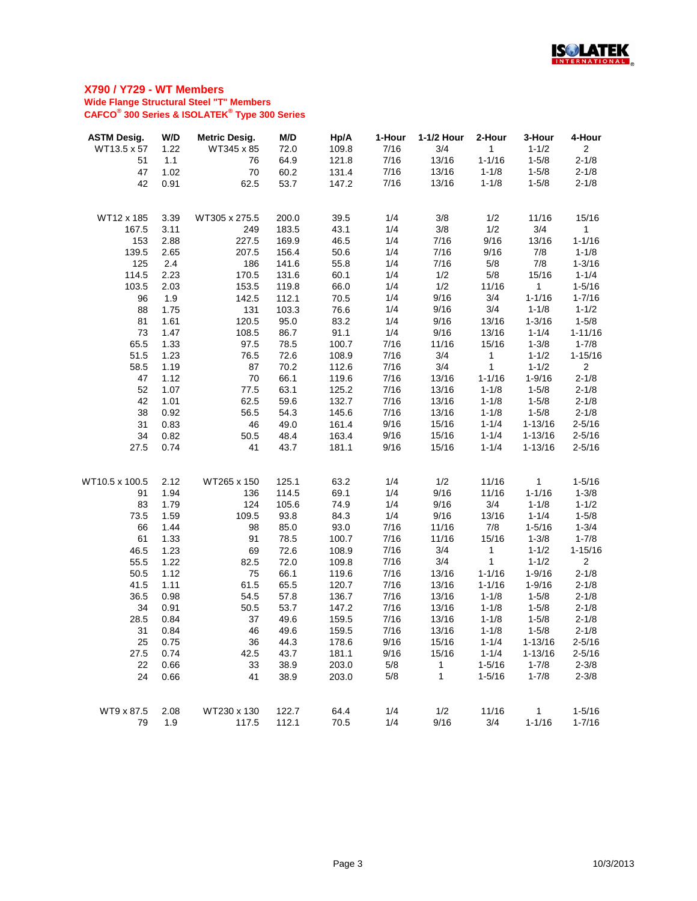## X790 / Y729 - WT Members

### Wide Flange Structural Steel "T" Members

### CAFCO® 300 Series & ISOLATEK® Type 300 Series

| ASTM Desig. | W/D | Metric Desig. | M/D | Hp/A | 1-Hour | 1-1/2 Hour | 2-Hour | 3-Hour | 4-Hour |
|---|---|---|---|---|---|---|---|---|---|
| WT13.5 x 57 | 1.22 | WT345 x 85 | 72.0 | 109.8 | 7/16 | 3/4 | 1 | 1-1/2 | 2 |
| 51 | 1.1 | 76 | 64.9 | 121.8 | 7/16 | 13/16 | 1-1/16 | 1-5/8 | 2-1/8 |
| 47 | 1.02 | 70 | 60.2 | 131.4 | 7/16 | 13/16 | 1-1/8 | 1-5/8 | 2-1/8 |
| 42 | 0.91 | 62.5 | 53.7 | 147.2 | 7/16 | 13/16 | 1-1/8 | 1-5/8 | 2-1/8 |
| | | | | | | | | | |
| WT12 x 185 | 3.39 | WT305 x 275.5 | 200.0 | 39.5 | 1/4 | 3/8 | 1/2 | 11/16 | 15/16 |
| 167.5 | 3.11 | 249 | 183.5 | 43.1 | 1/4 | 3/8 | 1/2 | 3/4 | 1 |
| 153 | 2.88 | 227.5 | 169.9 | 46.5 | 1/4 | 7/16 | 9/16 | 13/16 | 1-1/16 |
| 139.5 | 2.65 | 207.5 | 156.4 | 50.6 | 1/4 | 7/16 | 9/16 | 7/8 | 1-1/8 |
| 125 | 2.4 | 186 | 141.6 | 55.8 | 1/4 | 7/16 | 5/8 | 7/8 | 1-3/16 |
| 114.5 | 2.23 | 170.5 | 131.6 | 60.1 | 1/4 | 1/2 | 5/8 | 15/16 | 1-1/4 |
| 103.5 | 2.03 | 153.5 | 119.8 | 66.0 | 1/4 | 1/2 | 11/16 | 1 | 1-5/16 |
| 96 | 1.9 | 142.5 | 112.1 | 70.5 | 1/4 | 9/16 | 3/4 | 1-1/16 | 1-7/16 |
| 88 | 1.75 | 131 | 103.3 | 76.6 | 1/4 | 9/16 | 3/4 | 1-1/8 | 1-1/2 |
| 81 | 1.61 | 120.5 | 95.0 | 83.2 | 1/4 | 9/16 | 13/16 | 1-3/16 | 1-5/8 |
| 73 | 1.47 | 108.5 | 86.7 | 91.1 | 1/4 | 9/16 | 13/16 | 1-1/4 | 1-11/16 |
| 65.5 | 1.33 | 97.5 | 78.5 | 100.7 | 7/16 | 11/16 | 15/16 | 1-3/8 | 1-7/8 |
| 51.5 | 1.23 | 76.5 | 72.6 | 108.9 | 7/16 | 3/4 | 1 | 1-1/2 | 1-15/16 |
| 58.5 | 1.19 | 87 | 70.2 | 112.6 | 7/16 | 3/4 | 1 | 1-1/2 | 2 |
| 47 | 1.12 | 70 | 66.1 | 119.6 | 7/16 | 13/16 | 1-1/16 | 1-9/16 | 2-1/8 |
| 52 | 1.07 | 77.5 | 63.1 | 125.2 | 7/16 | 13/16 | 1-1/8 | 1-5/8 | 2-1/8 |
| 42 | 1.01 | 62.5 | 59.6 | 132.7 | 7/16 | 13/16 | 1-1/8 | 1-5/8 | 2-1/8 |
| 38 | 0.92 | 56.5 | 54.3 | 145.6 | 7/16 | 13/16 | 1-1/8 | 1-5/8 | 2-1/8 |
| 31 | 0.83 | 46 | 49.0 | 161.4 | 9/16 | 15/16 | 1-1/4 | 1-13/16 | 2-5/16 |
| 34 | 0.82 | 50.5 | 48.4 | 163.4 | 9/16 | 15/16 | 1-1/4 | 1-13/16 | 2-5/16 |
| 27.5 | 0.74 | 41 | 43.7 | 181.1 | 9/16 | 15/16 | 1-1/4 | 1-13/16 | 2-5/16 |
| | | | | | | | | | |
| WT10.5 x 100.5 | 2.12 | WT265 x 150 | 125.1 | 63.2 | 1/4 | 1/2 | 11/16 | 1 | 1-5/16 |
| 91 | 1.94 | 136 | 114.5 | 69.1 | 1/4 | 9/16 | 11/16 | 1-1/16 | 1-3/8 |
| 83 | 1.79 | 124 | 105.6 | 74.9 | 1/4 | 9/16 | 3/4 | 1-1/8 | 1-1/2 |
| 73.5 | 1.59 | 109.5 | 93.8 | 84.3 | 1/4 | 9/16 | 13/16 | 1-1/4 | 1-5/8 |
| 66 | 1.44 | 98 | 85.0 | 93.0 | 7/16 | 11/16 | 7/8 | 1-5/16 | 1-3/4 |
| 61 | 1.33 | 91 | 78.5 | 100.7 | 7/16 | 11/16 | 15/16 | 1-3/8 | 1-7/8 |
| 46.5 | 1.23 | 69 | 72.6 | 108.9 | 7/16 | 3/4 | 1 | 1-1/2 | 1-15/16 |
| 55.5 | 1.22 | 82.5 | 72.0 | 109.8 | 7/16 | 3/4 | 1 | 1-1/2 | 2 |
| 50.5 | 1.12 | 75 | 66.1 | 119.6 | 7/16 | 13/16 | 1-1/16 | 1-9/16 | 2-1/8 |
| 41.5 | 1.11 | 61.5 | 65.5 | 120.7 | 7/16 | 13/16 | 1-1/16 | 1-9/16 | 2-1/8 |
| 36.5 | 0.98 | 54.5 | 57.8 | 136.7 | 7/16 | 13/16 | 1-1/8 | 1-5/8 | 2-1/8 |
| 34 | 0.91 | 50.5 | 53.7 | 147.2 | 7/16 | 13/16 | 1-1/8 | 1-5/8 | 2-1/8 |
| 28.5 | 0.84 | 37 | 49.6 | 159.5 | 7/16 | 13/16 | 1-1/8 | 1-5/8 | 2-1/8 |
| 31 | 0.84 | 46 | 49.6 | 159.5 | 7/16 | 13/16 | 1-1/8 | 1-5/8 | 2-1/8 |
| 25 | 0.75 | 36 | 44.3 | 178.6 | 9/16 | 15/16 | 1-1/4 | 1-13/16 | 2-5/16 |
| 27.5 | 0.74 | 42.5 | 43.7 | 181.1 | 9/16 | 15/16 | 1-1/4 | 1-13/16 | 2-5/16 |
| 22 | 0.66 | 33 | 38.9 | 203.0 | 5/8 | 1 | 1-5/16 | 1-7/8 | 2-3/8 |
| 24 | 0.66 | 41 | 38.9 | 203.0 | 5/8 | 1 | 1-5/16 | 1-7/8 | 2-3/8 |
| | | | | | | | | | |
| WT9 x 87.5 | 2.08 | WT230 x 130 | 122.7 | 64.4 | 1/4 | 1/2 | 11/16 | 1 | 1-5/16 |
| 79 | 1.9 | 117.5 | 112.1 | 70.5 | 1/4 | 9/16 | 3/4 | 1-1/16 | 1-7/16 |

10/3/2013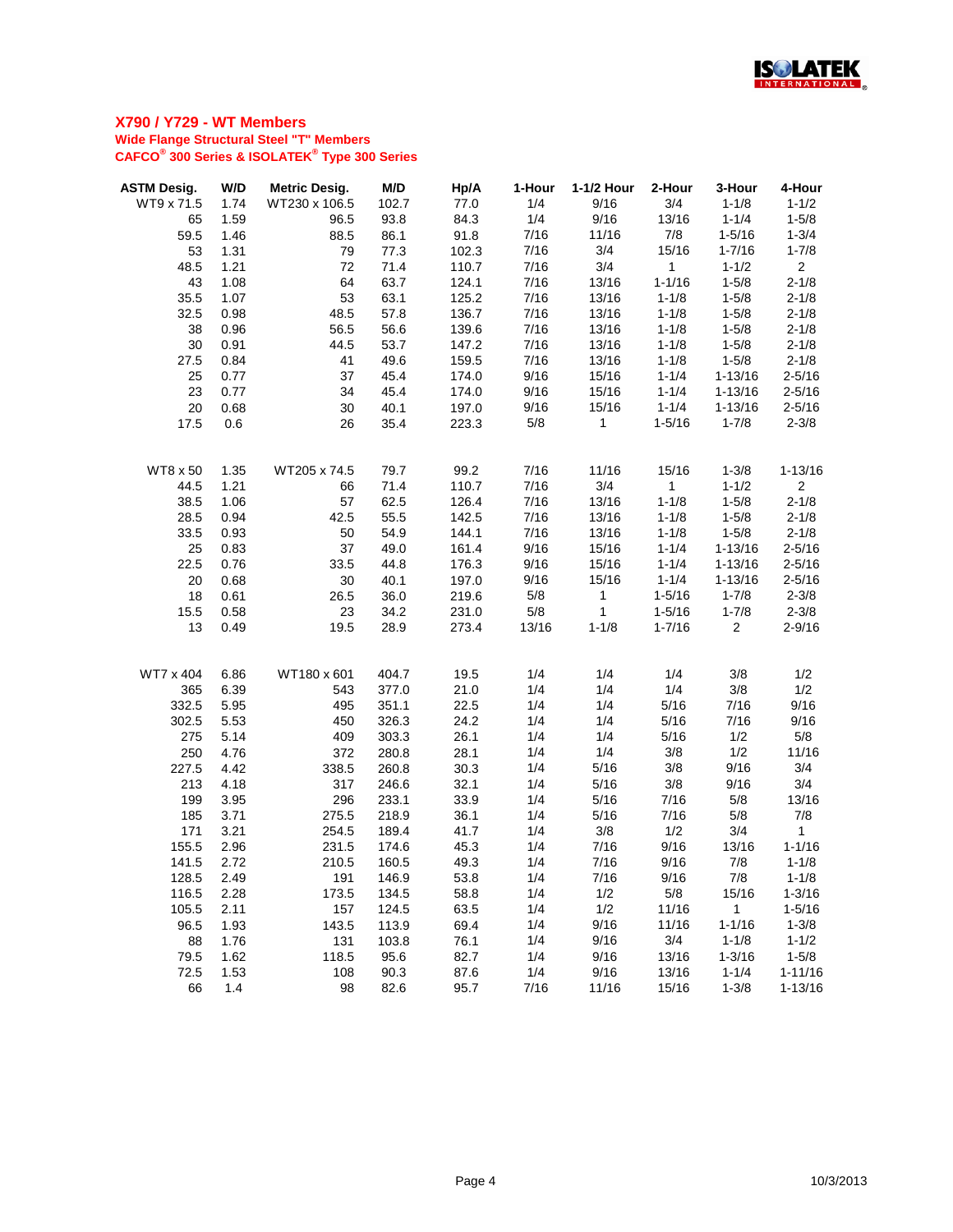## X790 / Y729 - WT Members

**Wide Flange Structural Steel "T" Members**

**CAFCO® 300 Series & ISOLATEK® Type 300 Series**

| ASTM Desig. | W/D | Metric Desig. | M/D | Hp/A | 1-Hour | 1-1/2 Hour | 2-Hour | 3-Hour | 4-Hour |
|---|---|---|---|---|---|---|---|---|---|
| WT9 x 71.5 | 1.74 | WT230 x 106.5 | 102.7 | 77.0 | 1/4 | 9/16 | 3/4 | 1-1/8 | 1-1/2 |
| 65 | 1.59 | 96.5 | 93.8 | 84.3 | 1/4 | 9/16 | 13/16 | 1-1/4 | 1-5/8 |
| 59.5 | 1.46 | 88.5 | 86.1 | 91.8 | 7/16 | 11/16 | 7/8 | 1-5/16 | 1-3/4 |
| 53 | 1.31 | 79 | 77.3 | 102.3 | 7/16 | 3/4 | 15/16 | 1-7/16 | 1-7/8 |
| 48.5 | 1.21 | 72 | 71.4 | 110.7 | 7/16 | 3/4 | 1 | 1-1/2 | 2 |
| 43 | 1.08 | 64 | 63.7 | 124.1 | 7/16 | 13/16 | 1-1/16 | 1-5/8 | 2-1/8 |
| 35.5 | 1.07 | 53 | 63.1 | 125.2 | 7/16 | 13/16 | 1-1/8 | 1-5/8 | 2-1/8 |
| 32.5 | 0.98 | 48.5 | 57.8 | 136.7 | 7/16 | 13/16 | 1-1/8 | 1-5/8 | 2-1/8 |
| 38 | 0.96 | 56.5 | 56.6 | 139.6 | 7/16 | 13/16 | 1-1/8 | 1-5/8 | 2-1/8 |
| 30 | 0.91 | 44.5 | 53.7 | 147.2 | 7/16 | 13/16 | 1-1/8 | 1-5/8 | 2-1/8 |
| 27.5 | 0.84 | 41 | 49.6 | 159.5 | 7/16 | 13/16 | 1-1/8 | 1-5/8 | 2-1/8 |
| 25 | 0.77 | 37 | 45.4 | 174.0 | 9/16 | 15/16 | 1-1/4 | 1-13/16 | 2-5/16 |
| 23 | 0.77 | 34 | 45.4 | 174.0 | 9/16 | 15/16 | 1-1/4 | 1-13/16 | 2-5/16 |
| 20 | 0.68 | 30 | 40.1 | 197.0 | 9/16 | 15/16 | 1-1/4 | 1-13/16 | 2-5/16 |
| 17.5 | 0.6 | 26 | 35.4 | 223.3 | 5/8 | 1 | 1-5/16 | 1-7/8 | 2-3/8 |
| | | | | | | | | | |
| WT8 x 50 | 1.35 | WT205 x 74.5 | 79.7 | 99.2 | 7/16 | 11/16 | 15/16 | 1-3/8 | 1-13/16 |
| 44.5 | 1.21 | 66 | 71.4 | 110.7 | 7/16 | 3/4 | 1 | 1-1/2 | 2 |
| 38.5 | 1.06 | 57 | 62.5 | 126.4 | 7/16 | 13/16 | 1-1/8 | 1-5/8 | 2-1/8 |
| 28.5 | 0.94 | 42.5 | 55.5 | 142.5 | 7/16 | 13/16 | 1-1/8 | 1-5/8 | 2-1/8 |
| 33.5 | 0.93 | 50 | 54.9 | 144.1 | 7/16 | 13/16 | 1-1/8 | 1-5/8 | 2-1/8 |
| 25 | 0.83 | 37 | 49.0 | 161.4 | 9/16 | 15/16 | 1-1/4 | 1-13/16 | 2-5/16 |
| 22.5 | 0.76 | 33.5 | 44.8 | 176.3 | 9/16 | 15/16 | 1-1/4 | 1-13/16 | 2-5/16 |
| 20 | 0.68 | 30 | 40.1 | 197.0 | 9/16 | 15/16 | 1-1/4 | 1-13/16 | 2-5/16 |
| 18 | 0.61 | 26.5 | 36.0 | 219.6 | 5/8 | 1 | 1-5/16 | 1-7/8 | 2-3/8 |
| 15.5 | 0.58 | 23 | 34.2 | 231.0 | 5/8 | 1 | 1-5/16 | 1-7/8 | 2-3/8 |
| 13 | 0.49 | 19.5 | 28.9 | 273.4 | 13/16 | 1-1/8 | 1-7/16 | 2 | 2-9/16 |
| | | | | | | | | | |
| WT7 x 404 | 6.86 | WT180 x 601 | 404.7 | 19.5 | 1/4 | 1/4 | 1/4 | 3/8 | 1/2 |
| 365 | 6.39 | 543 | 377.0 | 21.0 | 1/4 | 1/4 | 1/4 | 3/8 | 1/2 |
| 332.5 | 5.95 | 495 | 351.1 | 22.5 | 1/4 | 1/4 | 5/16 | 7/16 | 9/16 |
| 302.5 | 5.53 | 450 | 326.3 | 24.2 | 1/4 | 1/4 | 5/16 | 7/16 | 9/16 |
| 275 | 5.14 | 409 | 303.3 | 26.1 | 1/4 | 1/4 | 5/16 | 1/2 | 5/8 |
| 250 | 4.76 | 372 | 280.8 | 28.1 | 1/4 | 1/4 | 3/8 | 1/2 | 11/16 |
| 227.5 | 4.42 | 338.5 | 260.8 | 30.3 | 1/4 | 5/16 | 3/8 | 9/16 | 3/4 |
| 213 | 4.18 | 317 | 246.6 | 32.1 | 1/4 | 5/16 | 3/8 | 9/16 | 3/4 |
| 199 | 3.95 | 296 | 233.1 | 33.9 | 1/4 | 5/16 | 7/16 | 5/8 | 13/16 |
| 185 | 3.71 | 275.5 | 218.9 | 36.1 | 1/4 | 5/16 | 7/16 | 5/8 | 7/8 |
| 171 | 3.21 | 254.5 | 189.4 | 41.7 | 1/4 | 3/8 | 1/2 | 3/4 | 1 |
| 155.5 | 2.96 | 231.5 | 174.6 | 45.3 | 1/4 | 7/16 | 9/16 | 13/16 | 1-1/16 |
| 141.5 | 2.72 | 210.5 | 160.5 | 49.3 | 1/4 | 7/16 | 9/16 | 7/8 | 1-1/8 |
| 128.5 | 2.49 | 191 | 146.9 | 53.8 | 1/4 | 7/16 | 9/16 | 7/8 | 1-1/8 |
| 116.5 | 2.28 | 173.5 | 134.5 | 58.8 | 1/4 | 1/2 | 5/8 | 15/16 | 1-3/16 |
| 105.5 | 2.11 | 157 | 124.5 | 63.5 | 1/4 | 1/2 | 11/16 | 1 | 1-5/16 |
| 96.5 | 1.93 | 143.5 | 113.9 | 69.4 | 1/4 | 9/16 | 11/16 | 1-1/16 | 1-3/8 |
| 88 | 1.76 | 131 | 103.8 | 76.1 | 1/4 | 9/16 | 3/4 | 1-1/8 | 1-1/2 |
| 79.5 | 1.62 | 118.5 | 95.6 | 82.7 | 1/4 | 9/16 | 13/16 | 1-3/16 | 1-5/8 |
| 72.5 | 1.53 | 108 | 90.3 | 87.6 | 1/4 | 9/16 | 13/16 | 1-1/4 | 1-11/16 |
| 66 | 1.4 | 98 | 82.6 | 95.7 | 7/16 | 11/16 | 15/16 | 1-3/8 | 1-13/16 |

10/3/2013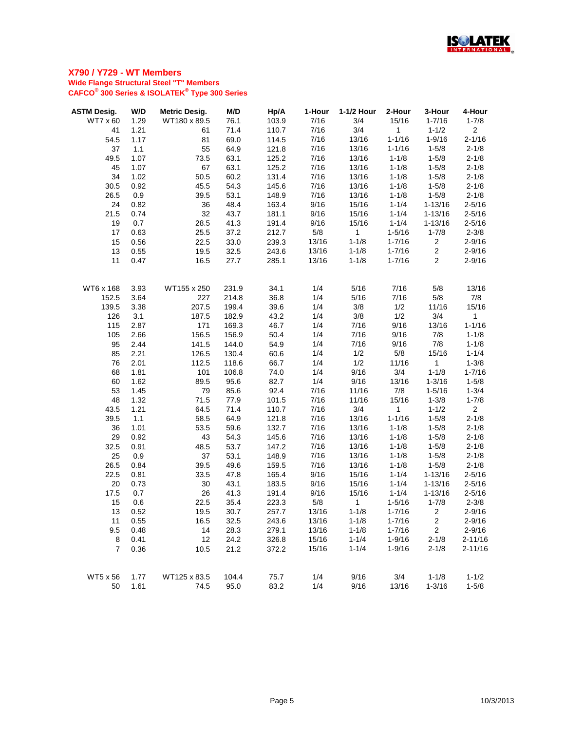## X790 / Y729 - WT Members

**Wide Flange Structural Steel "T" Members**

**CAFCO® 300 Series & ISOLATEK® Type 300 Series**

| ASTM Desig. | W/D | Metric Desig. | M/D | Hp/A | 1-Hour | 1-1/2 Hour | 2-Hour | 3-Hour | 4-Hour |
|---|---|---|---|---|---|---|---|---|---|
| WT7 x 60 | 1.29 | WT180 x 89.5 | 76.1 | 103.9 | 7/16 | 3/4 | 15/16 | 1-7/16 | 1-7/8 |
| 41 | 1.21 | 61 | 71.4 | 110.7 | 7/16 | 3/4 | 1 | 1-1/2 | 2 |
| 54.5 | 1.17 | 81 | 69.0 | 114.5 | 7/16 | 13/16 | 1-1/16 | 1-9/16 | 2-1/16 |
| 37 | 1.1 | 55 | 64.9 | 121.8 | 7/16 | 13/16 | 1-1/16 | 1-5/8 | 2-1/8 |
| 49.5 | 1.07 | 73.5 | 63.1 | 125.2 | 7/16 | 13/16 | 1-1/8 | 1-5/8 | 2-1/8 |
| 45 | 1.07 | 67 | 63.1 | 125.2 | 7/16 | 13/16 | 1-1/8 | 1-5/8 | 2-1/8 |
| 34 | 1.02 | 50.5 | 60.2 | 131.4 | 7/16 | 13/16 | 1-1/8 | 1-5/8 | 2-1/8 |
| 30.5 | 0.92 | 45.5 | 54.3 | 145.6 | 7/16 | 13/16 | 1-1/8 | 1-5/8 | 2-1/8 |
| 26.5 | 0.9 | 39.5 | 53.1 | 148.9 | 7/16 | 13/16 | 1-1/8 | 1-5/8 | 2-1/8 |
| 24 | 0.82 | 36 | 48.4 | 163.4 | 9/16 | 15/16 | 1-1/4 | 1-13/16 | 2-5/16 |
| 21.5 | 0.74 | 32 | 43.7 | 181.1 | 9/16 | 15/16 | 1-1/4 | 1-13/16 | 2-5/16 |
| 19 | 0.7 | 28.5 | 41.3 | 191.4 | 9/16 | 15/16 | 1-1/4 | 1-13/16 | 2-5/16 |
| 17 | 0.63 | 25.5 | 37.2 | 212.7 | 5/8 | 1 | 1-5/16 | 1-7/8 | 2-3/8 |
| 15 | 0.56 | 22.5 | 33.0 | 239.3 | 13/16 | 1-1/8 | 1-7/16 | 2 | 2-9/16 |
| 13 | 0.55 | 19.5 | 32.5 | 243.6 | 13/16 | 1-1/8 | 1-7/16 | 2 | 2-9/16 |
| 11 | 0.47 | 16.5 | 27.7 | 285.1 | 13/16 | 1-1/8 | 1-7/16 | 2 | 2-9/16 |
| | | | | | | | | | |
| WT6 x 168 | 3.93 | WT155 x 250 | 231.9 | 34.1 | 1/4 | 5/16 | 7/16 | 5/8 | 13/16 |
| 152.5 | 3.64 | 227 | 214.8 | 36.8 | 1/4 | 5/16 | 7/16 | 5/8 | 7/8 |
| 139.5 | 3.38 | 207.5 | 199.4 | 39.6 | 1/4 | 3/8 | 1/2 | 11/16 | 15/16 |
| 126 | 3.1 | 187.5 | 182.9 | 43.2 | 1/4 | 3/8 | 1/2 | 3/4 | 1 |
| 115 | 2.87 | 171 | 169.3 | 46.7 | 1/4 | 7/16 | 9/16 | 13/16 | 1-1/16 |
| 105 | 2.66 | 156.5 | 156.9 | 50.4 | 1/4 | 7/16 | 9/16 | 7/8 | 1-1/8 |
| 95 | 2.44 | 141.5 | 144.0 | 54.9 | 1/4 | 7/16 | 9/16 | 7/8 | 1-1/8 |
| 85 | 2.21 | 126.5 | 130.4 | 60.6 | 1/4 | 1/2 | 5/8 | 15/16 | 1-1/4 |
| 76 | 2.01 | 112.5 | 118.6 | 66.7 | 1/4 | 1/2 | 11/16 | 1 | 1-3/8 |
| 68 | 1.81 | 101 | 106.8 | 74.0 | 1/4 | 9/16 | 3/4 | 1-1/8 | 1-7/16 |
| 60 | 1.62 | 89.5 | 95.6 | 82.7 | 1/4 | 9/16 | 13/16 | 1-3/16 | 1-5/8 |
| 53 | 1.45 | 79 | 85.6 | 92.4 | 7/16 | 11/16 | 7/8 | 1-5/16 | 1-3/4 |
| 48 | 1.32 | 71.5 | 77.9 | 101.5 | 7/16 | 11/16 | 15/16 | 1-3/8 | 1-7/8 |
| 43.5 | 1.21 | 64.5 | 71.4 | 110.7 | 7/16 | 3/4 | 1 | 1-1/2 | 2 |
| 39.5 | 1.1 | 58.5 | 64.9 | 121.8 | 7/16 | 13/16 | 1-1/16 | 1-5/8 | 2-1/8 |
| 36 | 1.01 | 53.5 | 59.6 | 132.7 | 7/16 | 13/16 | 1-1/8 | 1-5/8 | 2-1/8 |
| 29 | 0.92 | 43 | 54.3 | 145.6 | 7/16 | 13/16 | 1-1/8 | 1-5/8 | 2-1/8 |
| 32.5 | 0.91 | 48.5 | 53.7 | 147.2 | 7/16 | 13/16 | 1-1/8 | 1-5/8 | 2-1/8 |
| 25 | 0.9 | 37 | 53.1 | 148.9 | 7/16 | 13/16 | 1-1/8 | 1-5/8 | 2-1/8 |
| 26.5 | 0.84 | 39.5 | 49.6 | 159.5 | 7/16 | 13/16 | 1-1/8 | 1-5/8 | 2-1/8 |
| 22.5 | 0.81 | 33.5 | 47.8 | 165.4 | 9/16 | 15/16 | 1-1/4 | 1-13/16 | 2-5/16 |
| 20 | 0.73 | 30 | 43.1 | 183.5 | 9/16 | 15/16 | 1-1/4 | 1-13/16 | 2-5/16 |
| 17.5 | 0.7 | 26 | 41.3 | 191.4 | 9/16 | 15/16 | 1-1/4 | 1-13/16 | 2-5/16 |
| 15 | 0.6 | 22.5 | 35.4 | 223.3 | 5/8 | 1 | 1-5/16 | 1-7/8 | 2-3/8 |
| 13 | 0.52 | 19.5 | 30.7 | 257.7 | 13/16 | 1-1/8 | 1-7/16 | 2 | 2-9/16 |
| 11 | 0.55 | 16.5 | 32.5 | 243.6 | 13/16 | 1-1/8 | 1-7/16 | 2 | 2-9/16 |
| 9.5 | 0.48 | 14 | 28.3 | 279.1 | 13/16 | 1-1/8 | 1-7/16 | 2 | 2-9/16 |
| 8 | 0.41 | 12 | 24.2 | 326.8 | 15/16 | 1-1/4 | 1-9/16 | 2-1/8 | 2-11/16 |
| 7 | 0.36 | 10.5 | 21.2 | 372.2 | 15/16 | 1-1/4 | 1-9/16 | 2-1/8 | 2-11/16 |
| | | | | | | | | | |
| WT5 x 56 | 1.77 | WT125 x 83.5 | 104.4 | 75.7 | 1/4 | 9/16 | 3/4 | 1-1/8 | 1-1/2 |
| 50 | 1.61 | 74.5 | 95.0 | 83.2 | 1/4 | 9/16 | 13/16 | 1-3/16 | 1-5/8 |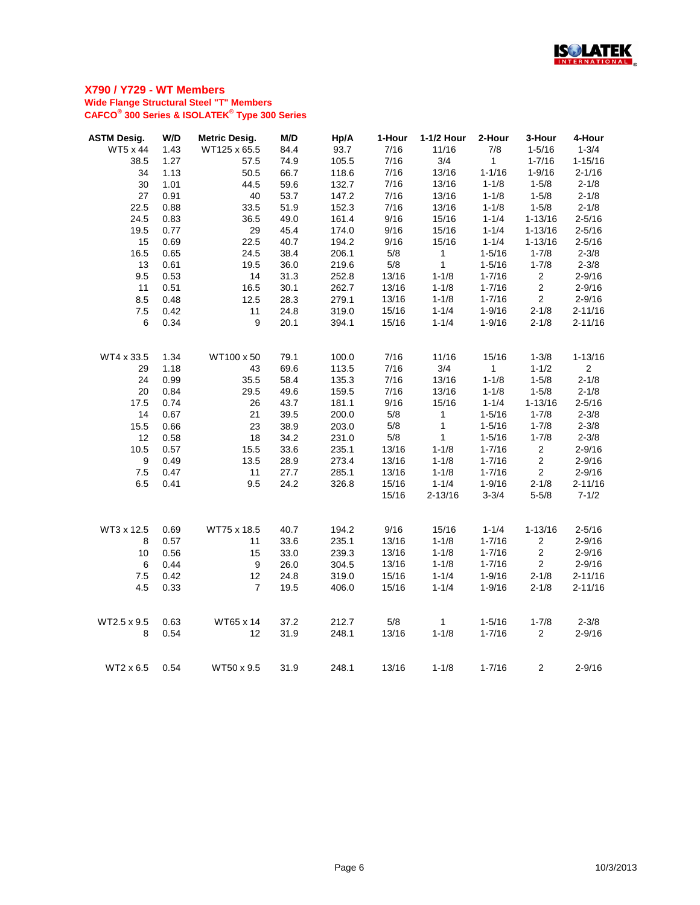## X790 / Y729 - WT Members

**Wide Flange Structural Steel "T" Members**

**CAFCO® 300 Series & ISOLATEK® Type 300 Series**

| ASTM Desig. | W/D | Metric Desig. | M/D | Hp/A | 1-Hour | 1-1/2 Hour | 2-Hour | 3-Hour | 4-Hour |
|---|---|---|---|---|---|---|---|---|---|
| WT5 x 44 | 1.43 | WT125 x 65.5 | 84.4 | 93.7 | 7/16 | 11/16 | 7/8 | 1-5/16 | 1-3/4 |
| 38.5 | 1.27 | 57.5 | 74.9 | 105.5 | 7/16 | 3/4 | 1 | 1-7/16 | 1-15/16 |
| 34 | 1.13 | 50.5 | 66.7 | 118.6 | 7/16 | 13/16 | 1-1/16 | 1-9/16 | 2-1/16 |
| 30 | 1.01 | 44.5 | 59.6 | 132.7 | 7/16 | 13/16 | 1-1/8 | 1-5/8 | 2-1/8 |
| 27 | 0.91 | 40 | 53.7 | 147.2 | 7/16 | 13/16 | 1-1/8 | 1-5/8 | 2-1/8 |
| 22.5 | 0.88 | 33.5 | 51.9 | 152.3 | 7/16 | 13/16 | 1-1/8 | 1-5/8 | 2-1/8 |
| 24.5 | 0.83 | 36.5 | 49.0 | 161.4 | 9/16 | 15/16 | 1-1/4 | 1-13/16 | 2-5/16 |
| 19.5 | 0.77 | 29 | 45.4 | 174.0 | 9/16 | 15/16 | 1-1/4 | 1-13/16 | 2-5/16 |
| 15 | 0.69 | 22.5 | 40.7 | 194.2 | 9/16 | 15/16 | 1-1/4 | 1-13/16 | 2-5/16 |
| 16.5 | 0.65 | 24.5 | 38.4 | 206.1 | 5/8 | 1 | 1-5/16 | 1-7/8 | 2-3/8 |
| 13 | 0.61 | 19.5 | 36.0 | 219.6 | 5/8 | 1 | 1-5/16 | 1-7/8 | 2-3/8 |
| 9.5 | 0.53 | 14 | 31.3 | 252.8 | 13/16 | 1-1/8 | 1-7/16 | 2 | 2-9/16 |
| 11 | 0.51 | 16.5 | 30.1 | 262.7 | 13/16 | 1-1/8 | 1-7/16 | 2 | 2-9/16 |
| 8.5 | 0.48 | 12.5 | 28.3 | 279.1 | 13/16 | 1-1/8 | 1-7/16 | 2 | 2-9/16 |
| 7.5 | 0.42 | 11 | 24.8 | 319.0 | 15/16 | 1-1/4 | 1-9/16 | 2-1/8 | 2-11/16 |
| 6 | 0.34 | 9 | 20.1 | 394.1 | 15/16 | 1-1/4 | 1-9/16 | 2-1/8 | 2-11/16 |
| | | | | | | | | | |
| WT4 x 33.5 | 1.34 | WT100 x 50 | 79.1 | 100.0 | 7/16 | 11/16 | 15/16 | 1-3/8 | 1-13/16 |
| 29 | 1.18 | 43 | 69.6 | 113.5 | 7/16 | 3/4 | 1 | 1-1/2 | 2 |
| 24 | 0.99 | 35.5 | 58.4 | 135.3 | 7/16 | 13/16 | 1-1/8 | 1-5/8 | 2-1/8 |
| 20 | 0.84 | 29.5 | 49.6 | 159.5 | 7/16 | 13/16 | 1-1/8 | 1-5/8 | 2-1/8 |
| 17.5 | 0.74 | 26 | 43.7 | 181.1 | 9/16 | 15/16 | 1-1/4 | 1-13/16 | 2-5/16 |
| 14 | 0.67 | 21 | 39.5 | 200.0 | 5/8 | 1 | 1-5/16 | 1-7/8 | 2-3/8 |
| 15.5 | 0.66 | 23 | 38.9 | 203.0 | 5/8 | 1 | 1-5/16 | 1-7/8 | 2-3/8 |
| 12 | 0.58 | 18 | 34.2 | 231.0 | 5/8 | 1 | 1-5/16 | 1-7/8 | 2-3/8 |
| 10.5 | 0.57 | 15.5 | 33.6 | 235.1 | 13/16 | 1-1/8 | 1-7/16 | 2 | 2-9/16 |
| 9 | 0.49 | 13.5 | 28.9 | 273.4 | 13/16 | 1-1/8 | 1-7/16 | 2 | 2-9/16 |
| 7.5 | 0.47 | 11 | 27.7 | 285.1 | 13/16 | 1-1/8 | 1-7/16 | 2 | 2-9/16 |
| 6.5 | 0.41 | 9.5 | 24.2 | 326.8 | 15/16 | 1-1/4 | 1-9/16 | 2-1/8 | 2-11/16 |
| | | | | | 15/16 | 2-13/16 | 3-3/4 | 5-5/8 | 7-1/2 |
| | | | | | | | | | |
| WT3 x 12.5 | 0.69 | WT75 x 18.5 | 40.7 | 194.2 | 9/16 | 15/16 | 1-1/4 | 1-13/16 | 2-5/16 |
| 8 | 0.57 | 11 | 33.6 | 235.1 | 13/16 | 1-1/8 | 1-7/16 | 2 | 2-9/16 |
| 10 | 0.56 | 15 | 33.0 | 239.3 | 13/16 | 1-1/8 | 1-7/16 | 2 | 2-9/16 |
| 6 | 0.44 | 9 | 26.0 | 304.5 | 13/16 | 1-1/8 | 1-7/16 | 2 | 2-9/16 |
| 7.5 | 0.42 | 12 | 24.8 | 319.0 | 15/16 | 1-1/4 | 1-9/16 | 2-1/8 | 2-11/16 |
| 4.5 | 0.33 | 7 | 19.5 | 406.0 | 15/16 | 1-1/4 | 1-9/16 | 2-1/8 | 2-11/16 |
| | | | | | | | | | |
| WT2.5 x 9.5 | 0.63 | WT65 x 14 | 37.2 | 212.7 | 5/8 | 1 | 1-5/16 | 1-7/8 | 2-3/8 |
| 8 | 0.54 | 12 | 31.9 | 248.1 | 13/16 | 1-1/8 | 1-7/16 | 2 | 2-9/16 |
| | | | | | | | | | |
| WT2 x 6.5 | 0.54 | WT50 x 9.5 | 31.9 | 248.1 | 13/16 | 1-1/8 | 1-7/16 | 2 | 2-9/16 |

10/3/2013